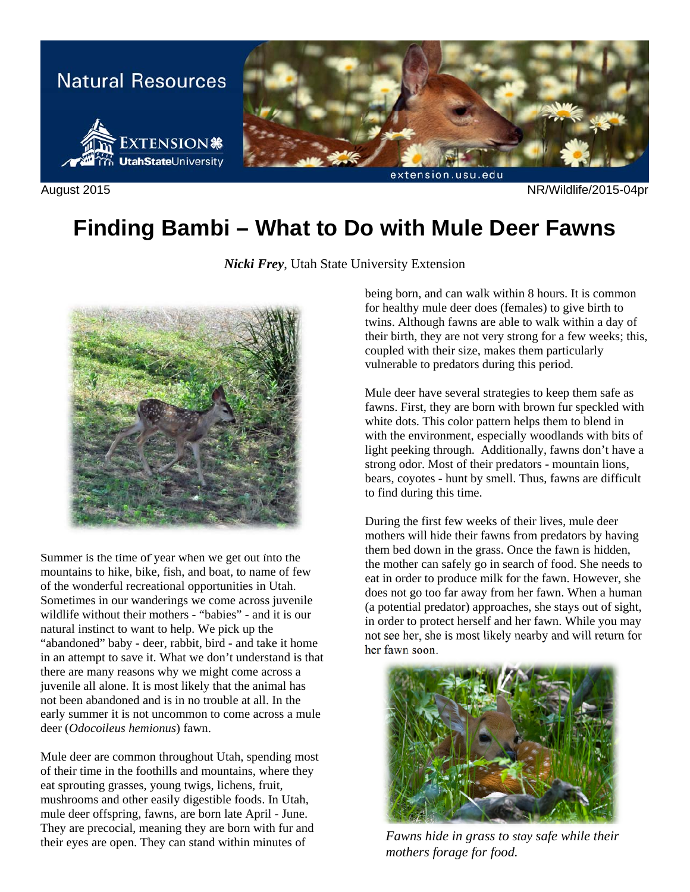Natural Resources

August 2015 NR/Wildlife/2015-04pr

# Finding Bambi – What to Do with Mule Deer Fawns

***Nicki Frey***, Utah State University Extension

Summer is the time of year when we get out into the mountains to hike, bike, fish, and boat, to name of few of the wonderful recreational opportunities in Utah. Sometimes in our wanderings we come across juvenile wildlife without their mothers - "babies" - and it is our natural instinct to want to help. We pick up the "abandoned" baby - deer, rabbit, bird - and take it home in an attempt to save it. What we don't understand is that there are many reasons why we might come across a juvenile all alone. It is most likely that the animal has not been abandoned and is in no trouble at all. In the early summer it is not uncommon to come across a mule deer (*Odocoileus hemionus*) fawn.

Mule deer are common throughout Utah, spending most of their time in the foothills and mountains, where they eat sprouting grasses, young twigs, lichens, fruit, mushrooms and other easily digestible foods. In Utah, mule deer offspring, fawns, are born late April - June. They are precocial, meaning they are born with fur and their eyes are open. They can stand within minutes of being born, and can walk within 8 hours. It is common for healthy mule deer does (females) to give birth to twins. Although fawns are able to walk within a day of their birth, they are not very strong for a few weeks; this, coupled with their size, makes them particularly vulnerable to predators during this period.

Mule deer have several strategies to keep them safe as fawns. First, they are born with brown fur speckled with white dots. This color pattern helps them to blend in with the environment, especially woodlands with bits of light peeking through. Additionally, fawns don't have a strong odor. Most of their predators - mountain lions, bears, coyotes - hunt by smell. Thus, fawns are difficult to find during this time.

During the first few weeks of their lives, mule deer mothers will hide their fawns from predators by having them bed down in the grass. Once the fawn is hidden, the mother can safely go in search of food. She needs to eat in order to produce milk for the fawn. However, she does not go too far away from her fawn. When a human (a potential predator) approaches, she stays out of sight, in order to protect herself and her fawn. While you may not see her, she is most likely nearby and will return for her fawn soon.

*Fawns hide in grass to stay safe while their mothers forage for food.*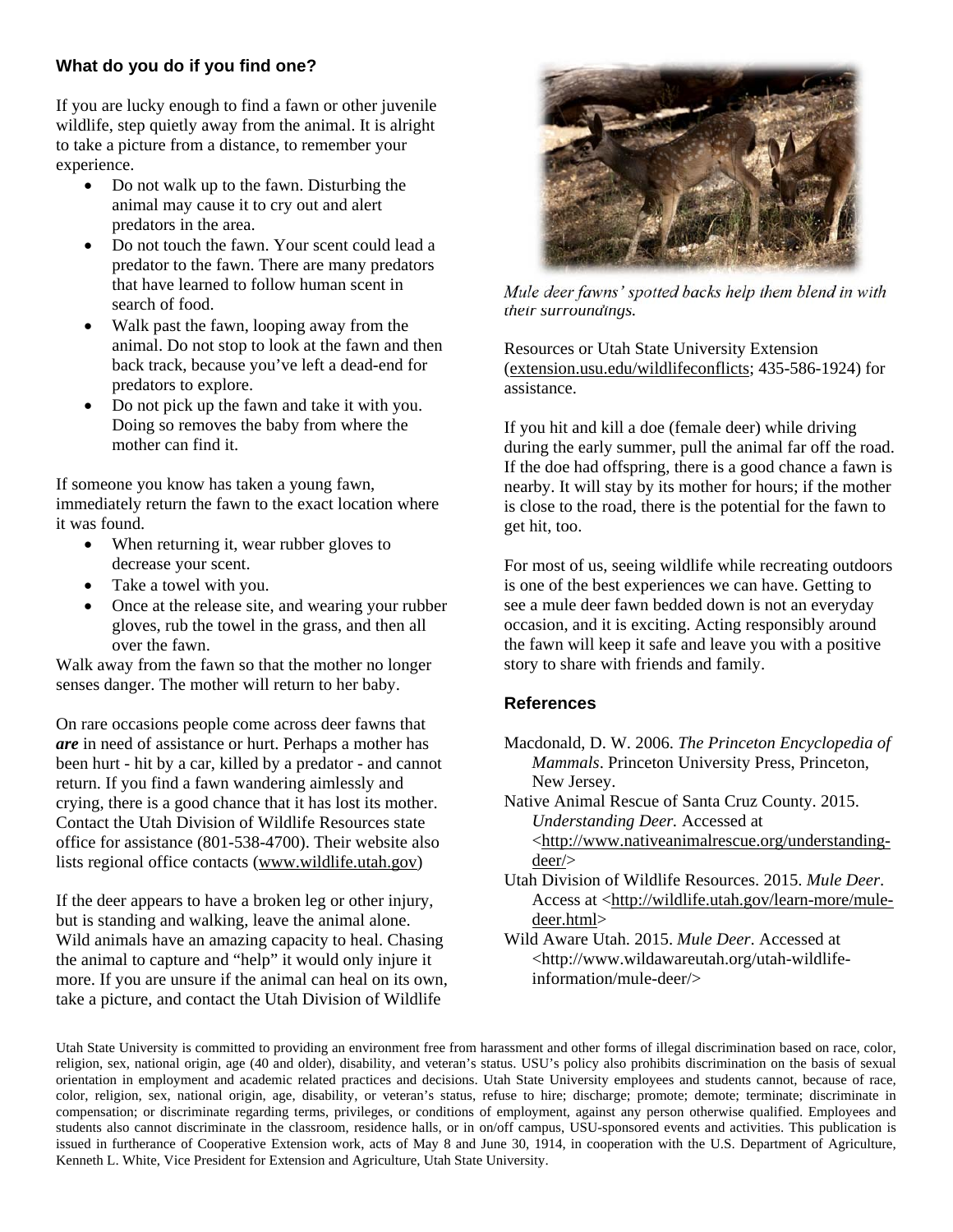### What do you do if you find one?

If you are lucky enough to find a fawn or other juvenile wildlife, step quietly away from the animal. It is alright to take a picture from a distance, to remember your experience.

- Do not walk up to the fawn. Disturbing the animal may cause it to cry out and alert predators in the area.
- Do not touch the fawn. Your scent could lead a predator to the fawn. There are many predators that have learned to follow human scent in search of food.
- Walk past the fawn, looping away from the animal. Do not stop to look at the fawn and then back track, because you've left a dead-end for predators to explore.
- Do not pick up the fawn and take it with you. Doing so removes the baby from where the mother can find it.

If someone you know has taken a young fawn, immediately return the fawn to the exact location where it was found.

- When returning it, wear rubber gloves to decrease your scent.
- Take a towel with you.
- Once at the release site, and wearing your rubber gloves, rub the towel in the grass, and then all over the fawn.

Walk away from the fawn so that the mother no longer senses danger. The mother will return to her baby.

On rare occasions people come across deer fawns that ***are*** in need of assistance or hurt. Perhaps a mother has been hurt - hit by a car, killed by a predator - and cannot return. If you find a fawn wandering aimlessly and crying, there is a good chance that it has lost its mother. Contact the Utah Division of Wildlife Resources state office for assistance (801-538-4700). Their website also lists regional office contacts (www.wildlife.utah.gov)

If the deer appears to have a broken leg or other injury, but is standing and walking, leave the animal alone. Wild animals have an amazing capacity to heal. Chasing the animal to capture and "help" it would only injure it more. If you are unsure if the animal can heal on its own, take a picture, and contact the Utah Division of Wildlife Resources or Utah State University Extension (extension.usu.edu/wildlifeconflicts; 435-586-1924) for assistance.

*Mule deer fawns' spotted backs help them blend in with their surroundings.*

If you hit and kill a doe (female deer) while driving during the early summer, pull the animal far off the road. If the doe had offspring, there is a good chance a fawn is nearby. It will stay by its mother for hours; if the mother is close to the road, there is the potential for the fawn to get hit, too.

For most of us, seeing wildlife while recreating outdoors is one of the best experiences we can have. Getting to see a mule deer fawn bedded down is not an everyday occasion, and it is exciting. Acting responsibly around the fawn will keep it safe and leave you with a positive story to share with friends and family.

### References

Macdonald, D. W. 2006. *The Princeton Encyclopedia of Mammals*. Princeton University Press, Princeton, New Jersey.

Native Animal Rescue of Santa Cruz County. 2015. *Understanding Deer.* Accessed at <http://www.nativeanimalrescue.org/understanding-deer/>

Utah Division of Wildlife Resources. 2015. *Mule Deer*. Access at <http://wildlife.utah.gov/learn-more/mule-deer.html>

Wild Aware Utah. 2015. *Mule Deer*. Accessed at <http://www.wildawareutah.org/utah-wildlife-information/mule-deer/>

Utah State University is committed to providing an environment free from harassment and other forms of illegal discrimination based on race, color, religion, sex, national origin, age (40 and older), disability, and veteran's status. USU's policy also prohibits discrimination on the basis of sexual orientation in employment and academic related practices and decisions. Utah State University employees and students cannot, because of race, color, religion, sex, national origin, age, disability, or veteran's status, refuse to hire; discharge; promote; demote; terminate; discriminate in compensation; or discriminate regarding terms, privileges, or conditions of employment, against any person otherwise qualified. Employees and students also cannot discriminate in the classroom, residence halls, or in on/off campus, USU-sponsored events and activities. This publication is issued in furtherance of Cooperative Extension work, acts of May 8 and June 30, 1914, in cooperation with the U.S. Department of Agriculture, Kenneth L. White, Vice President for Extension and Agriculture, Utah State University.